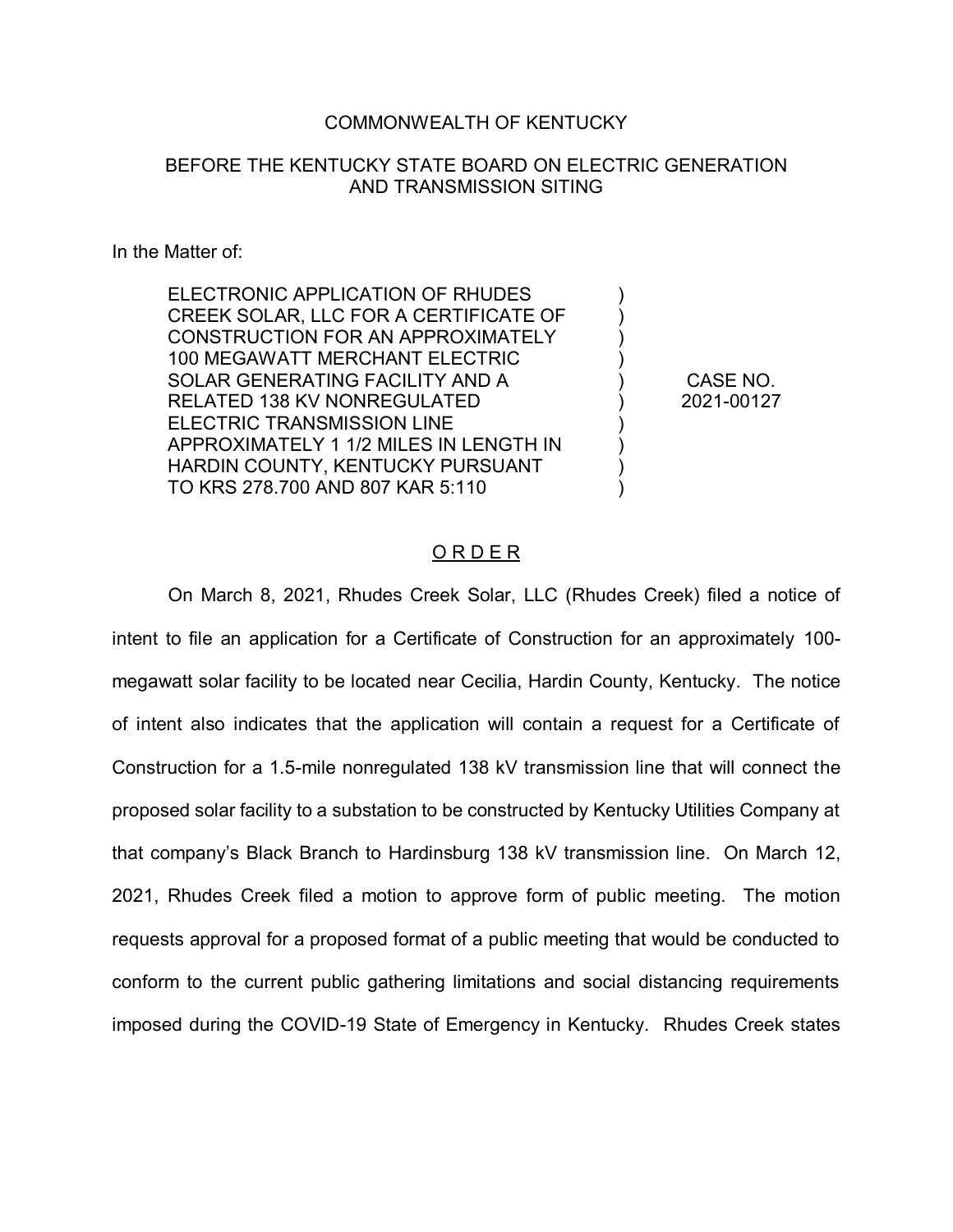COMMONWEALTH OF KENTUCKY

BEFORE THE KENTUCKY STATE BOARD ON ELECTRIC GENERATION AND TRANSMISSION SITING

In the Matter of:

| | | |
|---|---|---|
| ELECTRONIC APPLICATION OF RHUDES CREEK SOLAR, LLC FOR A CERTIFICATE OF CONSTRUCTION FOR AN APPROXIMATELY 100 MEGAWATT MERCHANT ELECTRIC SOLAR GENERATING FACILITY AND A RELATED 138 KV NONREGULATED ELECTRIC TRANSMISSION LINE APPROXIMATELY 1 1/2 MILES IN LENGTH IN HARDIN COUNTY, KENTUCKY PURSUANT TO KRS 278.700 AND 807 KAR 5:110 | ) | CASE NO. 2021-00127 |

# ORDER

On March 8, 2021, Rhudes Creek Solar, LLC (Rhudes Creek) filed a notice of intent to file an application for a Certificate of Construction for an approximately 100-megawatt solar facility to be located near Cecilia, Hardin County, Kentucky. The notice of intent also indicates that the application will contain a request for a Certificate of Construction for a 1.5-mile nonregulated 138 kV transmission line that will connect the proposed solar facility to a substation to be constructed by Kentucky Utilities Company at that company's Black Branch to Hardinsburg 138 kV transmission line. On March 12, 2021, Rhudes Creek filed a motion to approve form of public meeting. The motion requests approval for a proposed format of a public meeting that would be conducted to conform to the current public gathering limitations and social distancing requirements imposed during the COVID-19 State of Emergency in Kentucky. Rhudes Creek states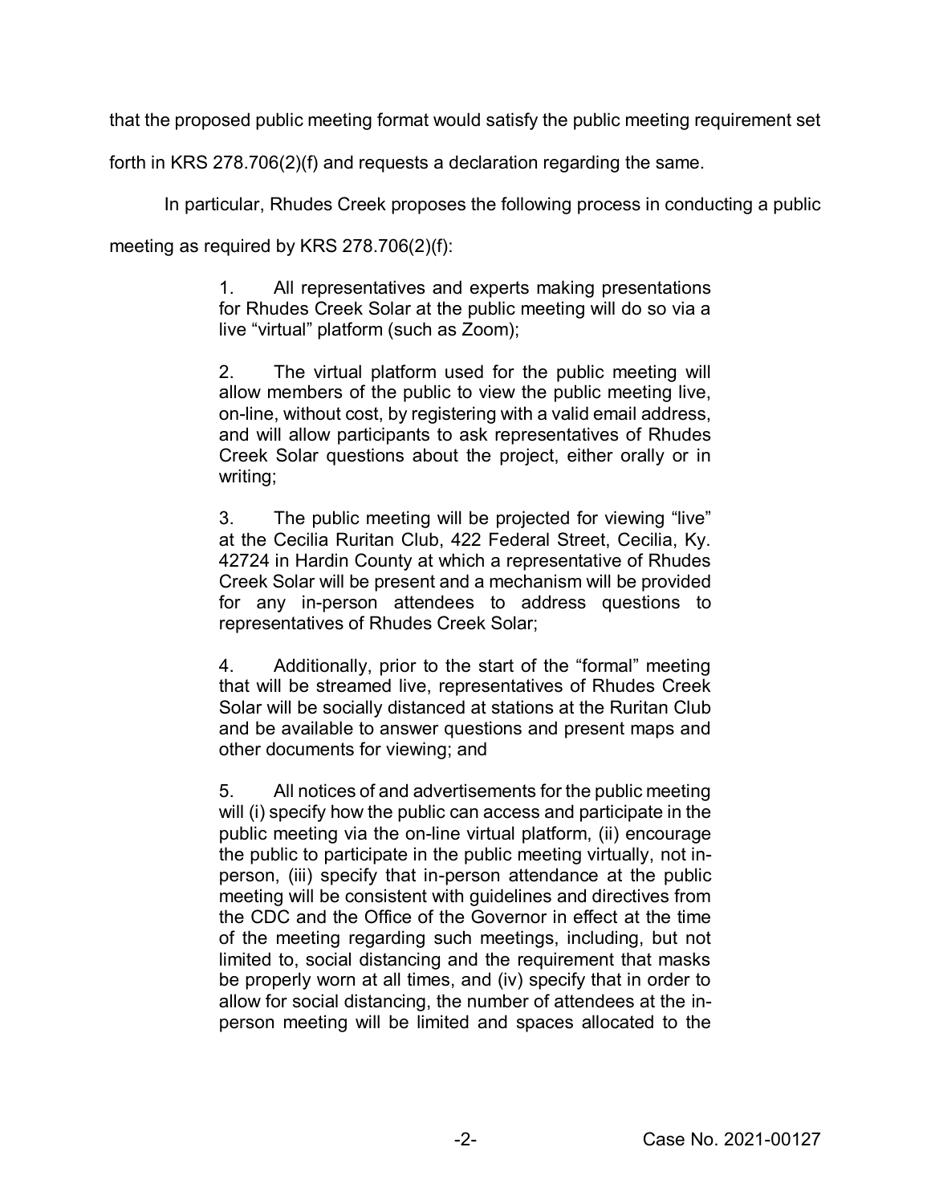that the proposed public meeting format would satisfy the public meeting requirement set forth in KRS 278.706(2)(f) and requests a declaration regarding the same.

In particular, Rhudes Creek proposes the following process in conducting a public meeting as required by KRS 278.706(2)(f):

> 1. All representatives and experts making presentations for Rhudes Creek Solar at the public meeting will do so via a live "virtual" platform (such as Zoom);
>
> 2. The virtual platform used for the public meeting will allow members of the public to view the public meeting live, on-line, without cost, by registering with a valid email address, and will allow participants to ask representatives of Rhudes Creek Solar questions about the project, either orally or in writing;
>
> 3. The public meeting will be projected for viewing "live" at the Cecilia Ruritan Club, 422 Federal Street, Cecilia, Ky. 42724 in Hardin County at which a representative of Rhudes Creek Solar will be present and a mechanism will be provided for any in-person attendees to address questions to representatives of Rhudes Creek Solar;
>
> 4. Additionally, prior to the start of the "formal" meeting that will be streamed live, representatives of Rhudes Creek Solar will be socially distanced at stations at the Ruritan Club and be available to answer questions and present maps and other documents for viewing; and
>
> 5. All notices of and advertisements for the public meeting will (i) specify how the public can access and participate in the public meeting via the on-line virtual platform, (ii) encourage the public to participate in the public meeting virtually, not in-person, (iii) specify that in-person attendance at the public meeting will be consistent with guidelines and directives from the CDC and the Office of the Governor in effect at the time of the meeting regarding such meetings, including, but not limited to, social distancing and the requirement that masks be properly worn at all times, and (iv) specify that in order to allow for social distancing, the number of attendees at the in-person meeting will be limited and spaces allocated to the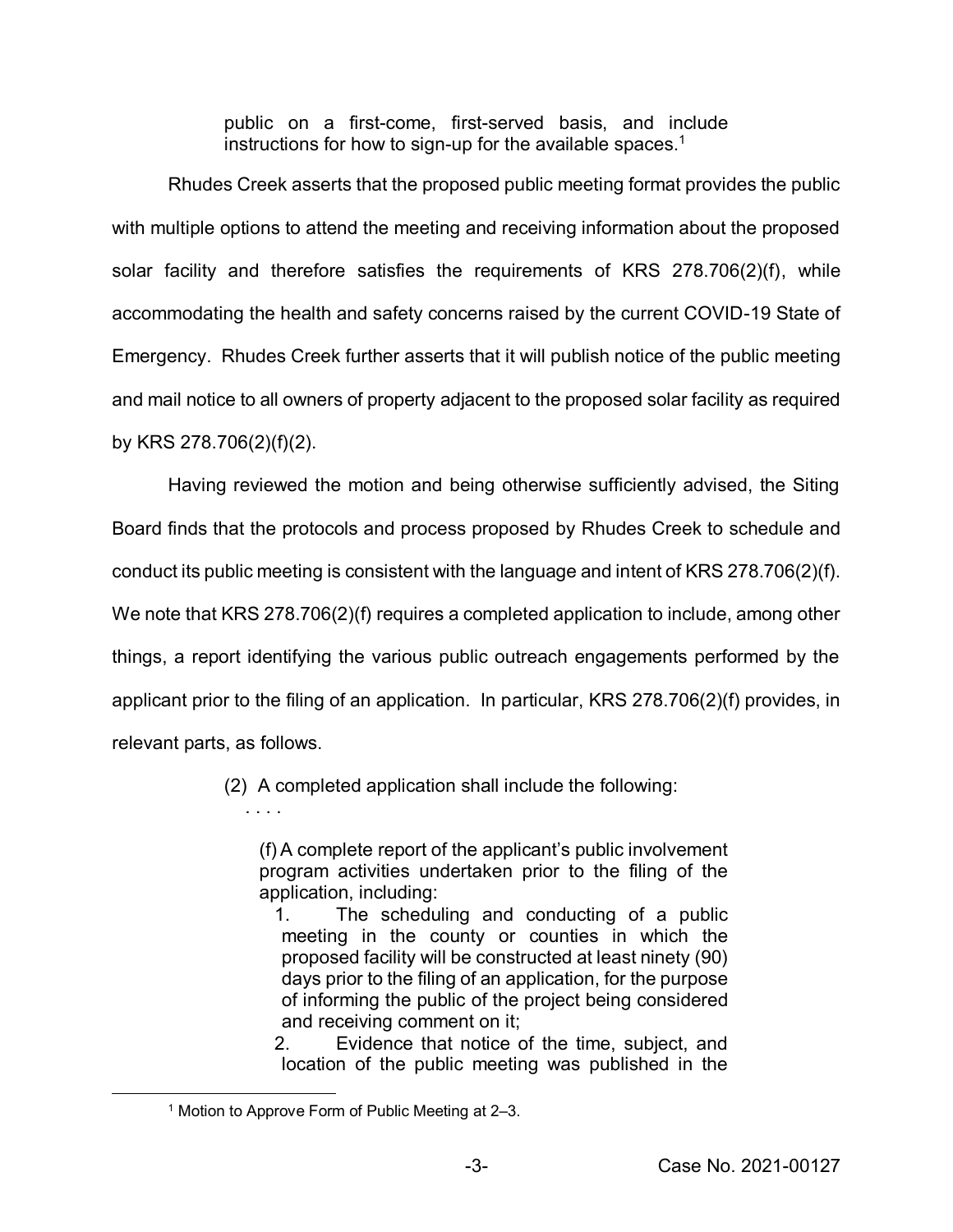> public on a first-come, first-served basis, and include instructions for how to sign-up for the available spaces.[1]

Rhudes Creek asserts that the proposed public meeting format provides the public with multiple options to attend the meeting and receiving information about the proposed solar facility and therefore satisfies the requirements of KRS 278.706(2)(f), while accommodating the health and safety concerns raised by the current COVID-19 State of Emergency. Rhudes Creek further asserts that it will publish notice of the public meeting and mail notice to all owners of property adjacent to the proposed solar facility as required by KRS 278.706(2)(f)(2).

Having reviewed the motion and being otherwise sufficiently advised, the Siting Board finds that the protocols and process proposed by Rhudes Creek to schedule and conduct its public meeting is consistent with the language and intent of KRS 278.706(2)(f). We note that KRS 278.706(2)(f) requires a completed application to include, among other things, a report identifying the various public outreach engagements performed by the applicant prior to the filing of an application. In particular, KRS 278.706(2)(f) provides, in relevant parts, as follows.

> (2) A completed application shall include the following:
>
> . . . .
>
> (f) A complete report of the applicant's public involvement program activities undertaken prior to the filing of the application, including:
>
> 1. The scheduling and conducting of a public meeting in the county or counties in which the proposed facility will be constructed at least ninety (90) days prior to the filing of an application, for the purpose of informing the public of the project being considered and receiving comment on it;
> 2. Evidence that notice of the time, subject, and location of the public meeting was published in the

[1] Motion to Approve Form of Public Meeting at 2–3.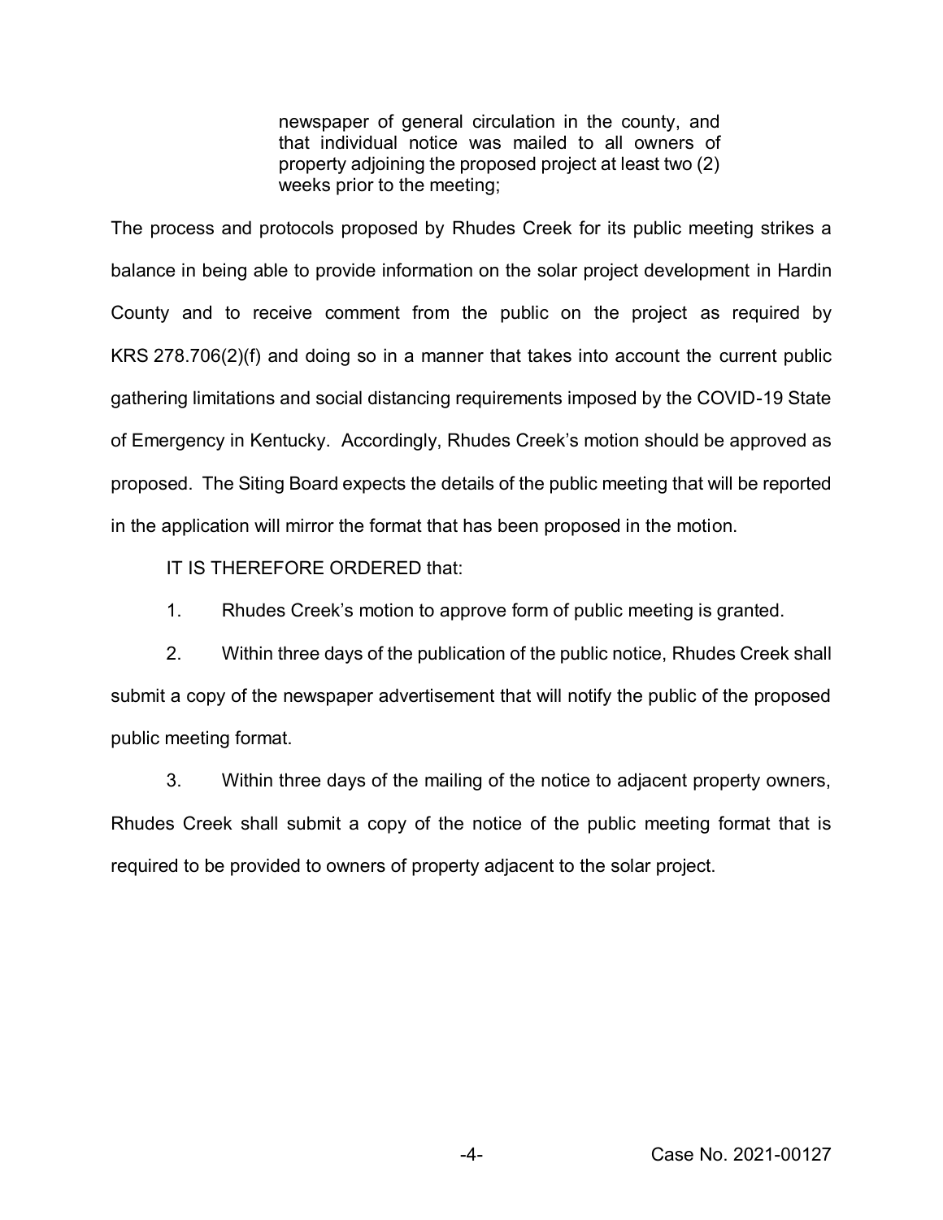> newspaper of general circulation in the county, and that individual notice was mailed to all owners of property adjoining the proposed project at least two (2) weeks prior to the meeting;

The process and protocols proposed by Rhudes Creek for its public meeting strikes a balance in being able to provide information on the solar project development in Hardin County and to receive comment from the public on the project as required by KRS 278.706(2)(f) and doing so in a manner that takes into account the current public gathering limitations and social distancing requirements imposed by the COVID-19 State of Emergency in Kentucky. Accordingly, Rhudes Creek's motion should be approved as proposed. The Siting Board expects the details of the public meeting that will be reported in the application will mirror the format that has been proposed in the motion.

IT IS THEREFORE ORDERED that:

1. Rhudes Creek's motion to approve form of public meeting is granted.

2. Within three days of the publication of the public notice, Rhudes Creek shall submit a copy of the newspaper advertisement that will notify the public of the proposed public meeting format.

3. Within three days of the mailing of the notice to adjacent property owners, Rhudes Creek shall submit a copy of the notice of the public meeting format that is required to be provided to owners of property adjacent to the solar project.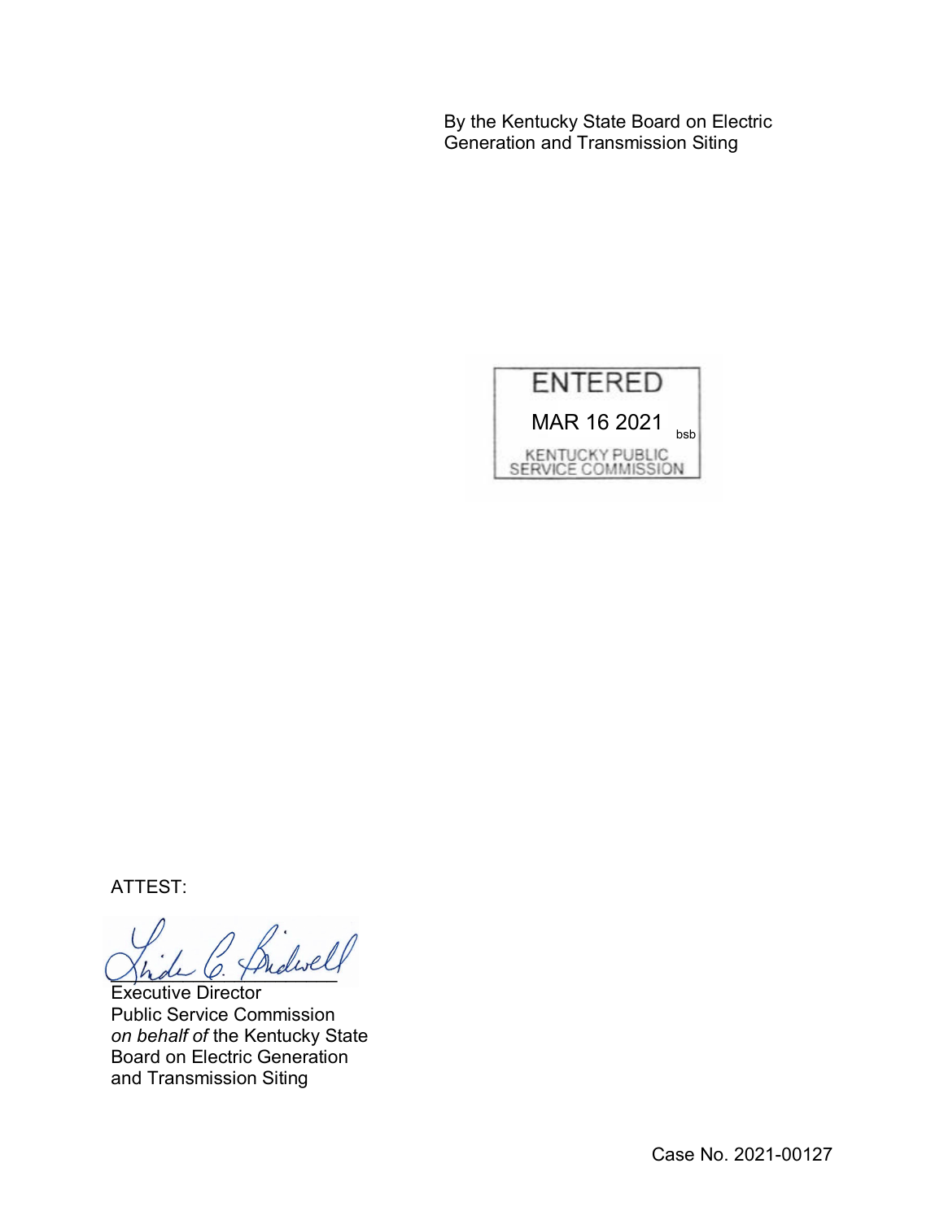By the Kentucky State Board on Electric Generation and Transmission Siting

ENTERED

MAR 16 2021 bsb

KENTUCKY PUBLIC SERVICE COMMISSION

ATTEST:

Executive Director
Public Service Commission
*on behalf of* the Kentucky State Board on Electric Generation and Transmission Siting

Case No. 2021-00127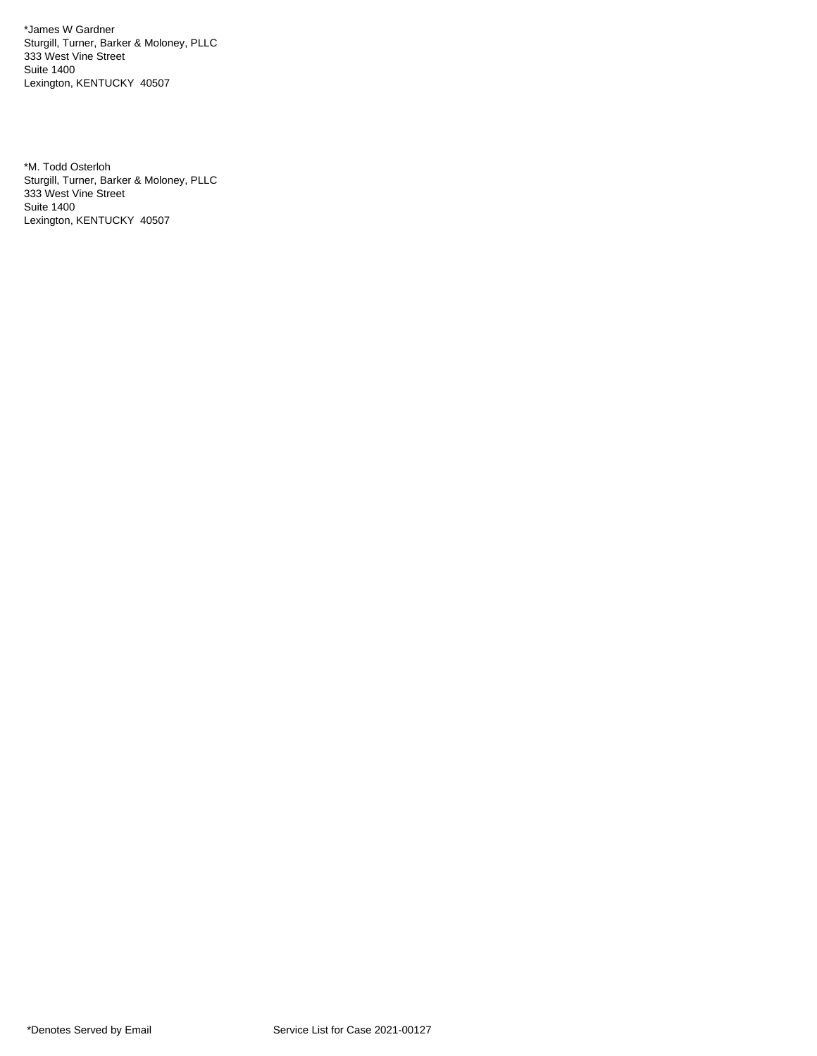*James W Gardner
Sturgill, Turner, Barker & Moloney, PLLC
333 West Vine Street
Suite 1400
Lexington, KENTUCKY  40507

*M. Todd Osterloh
Sturgill, Turner, Barker & Moloney, PLLC
333 West Vine Street
Suite 1400
Lexington, KENTUCKY  40507

*Denotes Served by Email

Service List for Case 2021-00127